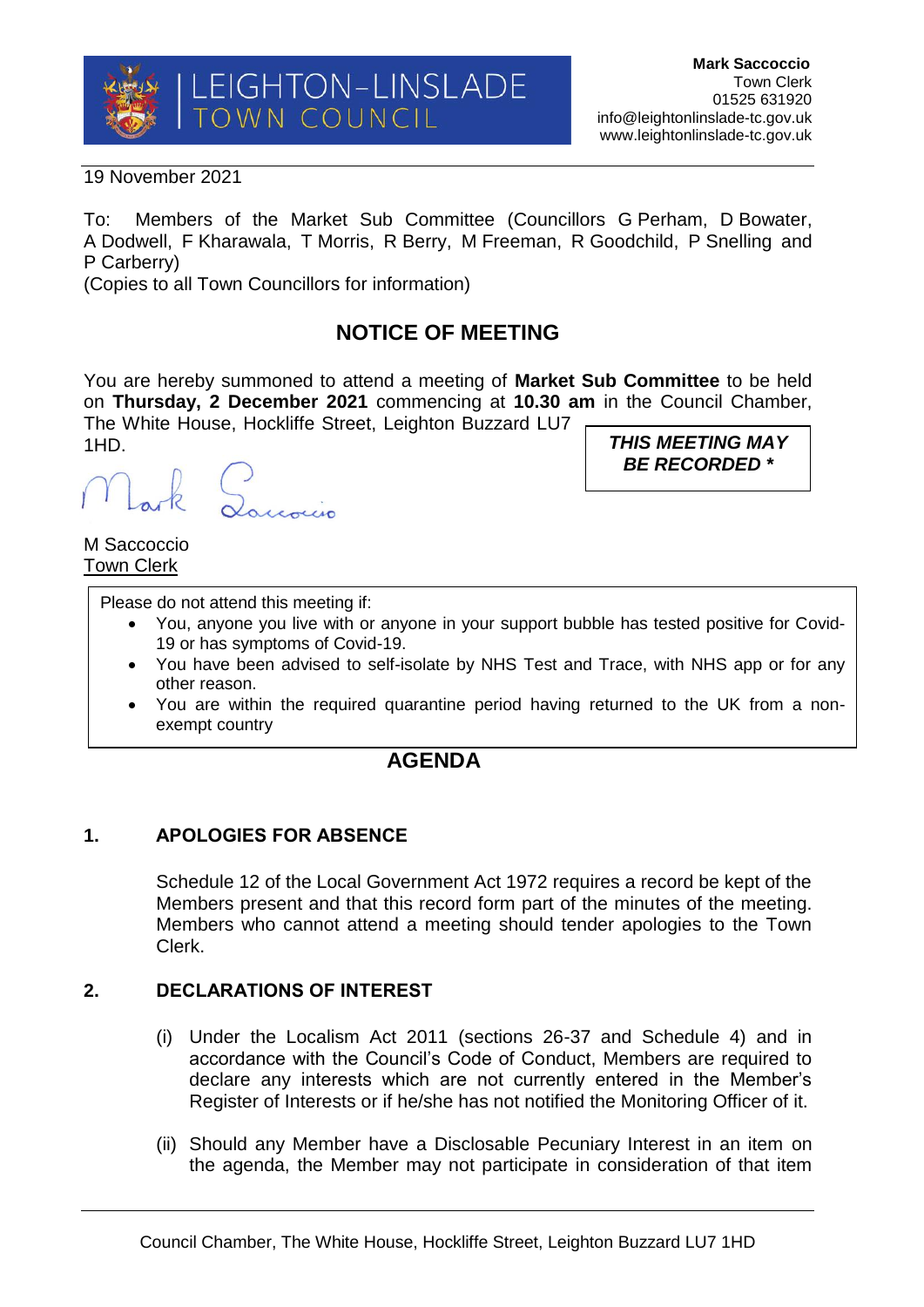LEIGHTON-LINSLADE TOWN COUNCIL

**Mark Saccoccio**
Town Clerk
01525 631920
info@leightonlinslade-tc.gov.uk
www.leightonlinslade-tc.gov.uk

19 November 2021

To: Members of the Market Sub Committee (Councillors G Perham, D Bowater, A Dodwell, F Kharawala, T Morris, R Berry, M Freeman, R Goodchild, P Snelling and P Carberry)
(Copies to all Town Councillors for information)

## NOTICE OF MEETING

You are hereby summoned to attend a meeting of **Market Sub Committee** to be held on **Thursday, 2 December 2021** commencing at **10.30 am** in the Council Chamber, The White House, Hockliffe Street, Leighton Buzzard LU7 1HD.

***THIS MEETING MAY BE RECORDED \****

M Saccoccio
Town Clerk

Please do not attend this meeting if:

- You, anyone you live with or anyone in your support bubble has tested positive for Covid-19 or has symptoms of Covid-19.
- You have been advised to self-isolate by NHS Test and Trace, with NHS app or for any other reason.
- You are within the required quarantine period having returned to the UK from a non-exempt country

## AGENDA

### 1. APOLOGIES FOR ABSENCE

Schedule 12 of the Local Government Act 1972 requires a record be kept of the Members present and that this record form part of the minutes of the meeting. Members who cannot attend a meeting should tender apologies to the Town Clerk.

### 2. DECLARATIONS OF INTEREST

(i) Under the Localism Act 2011 (sections 26-37 and Schedule 4) and in accordance with the Council's Code of Conduct, Members are required to declare any interests which are not currently entered in the Member's Register of Interests or if he/she has not notified the Monitoring Officer of it.

(ii) Should any Member have a Disclosable Pecuniary Interest in an item on the agenda, the Member may not participate in consideration of that item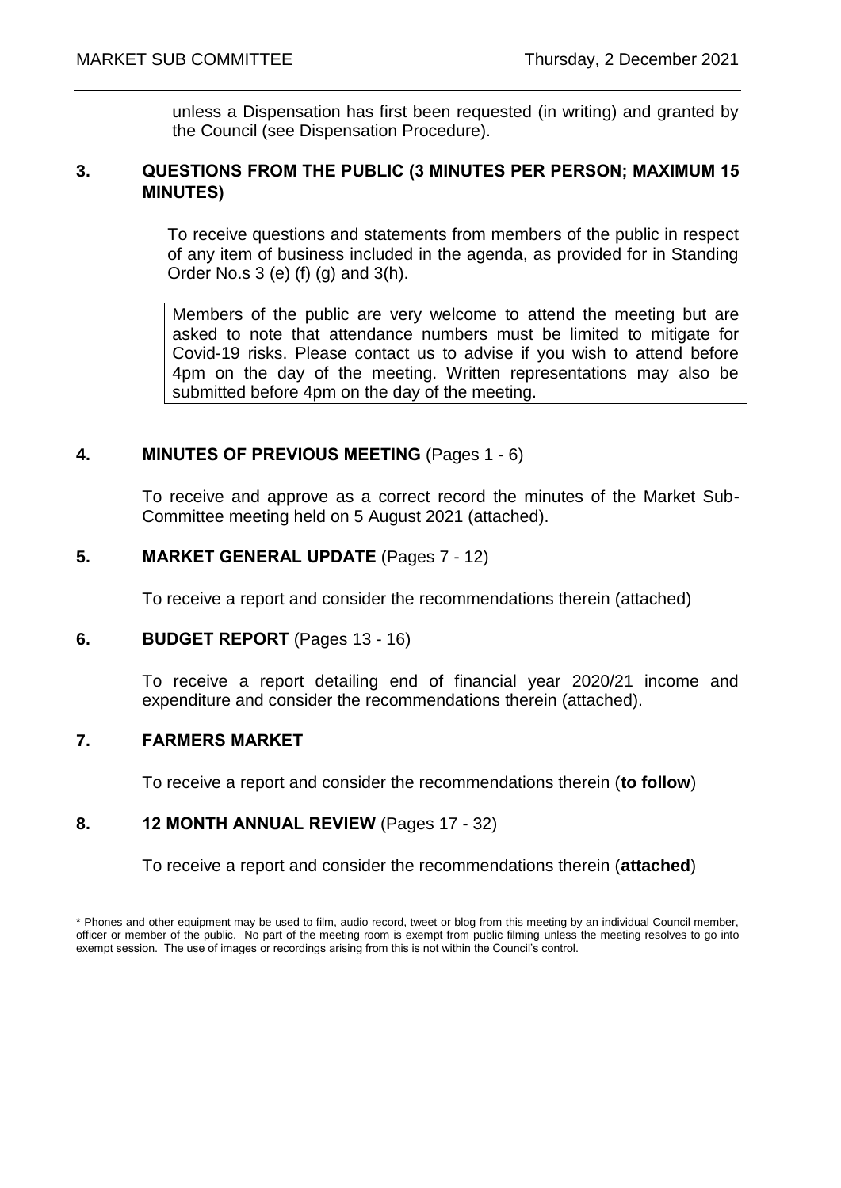unless a Dispensation has first been requested (in writing) and granted by the Council (see Dispensation Procedure).

**3. QUESTIONS FROM THE PUBLIC (3 MINUTES PER PERSON; MAXIMUM 15 MINUTES)**

To receive questions and statements from members of the public in respect of any item of business included in the agenda, as provided for in Standing Order No.s 3 (e) (f) (g) and 3(h).

> Members of the public are very welcome to attend the meeting but are asked to note that attendance numbers must be limited to mitigate for Covid-19 risks. Please contact us to advise if you wish to attend before 4pm on the day of the meeting. Written representations may also be submitted before 4pm on the day of the meeting.

**4. MINUTES OF PREVIOUS MEETING** (Pages 1 - 6)

To receive and approve as a correct record the minutes of the Market Sub-Committee meeting held on 5 August 2021 (attached).

**5. MARKET GENERAL UPDATE** (Pages 7 - 12)

To receive a report and consider the recommendations therein (attached)

**6. BUDGET REPORT** (Pages 13 - 16)

To receive a report detailing end of financial year 2020/21 income and expenditure and consider the recommendations therein (attached).

**7. FARMERS MARKET**

To receive a report and consider the recommendations therein (**to follow**)

**8. 12 MONTH ANNUAL REVIEW** (Pages 17 - 32)

To receive a report and consider the recommendations therein (**attached**)

* Phones and other equipment may be used to film, audio record, tweet or blog from this meeting by an individual Council member, officer or member of the public. No part of the meeting room is exempt from public filming unless the meeting resolves to go into exempt session. The use of images or recordings arising from this is not within the Council's control.